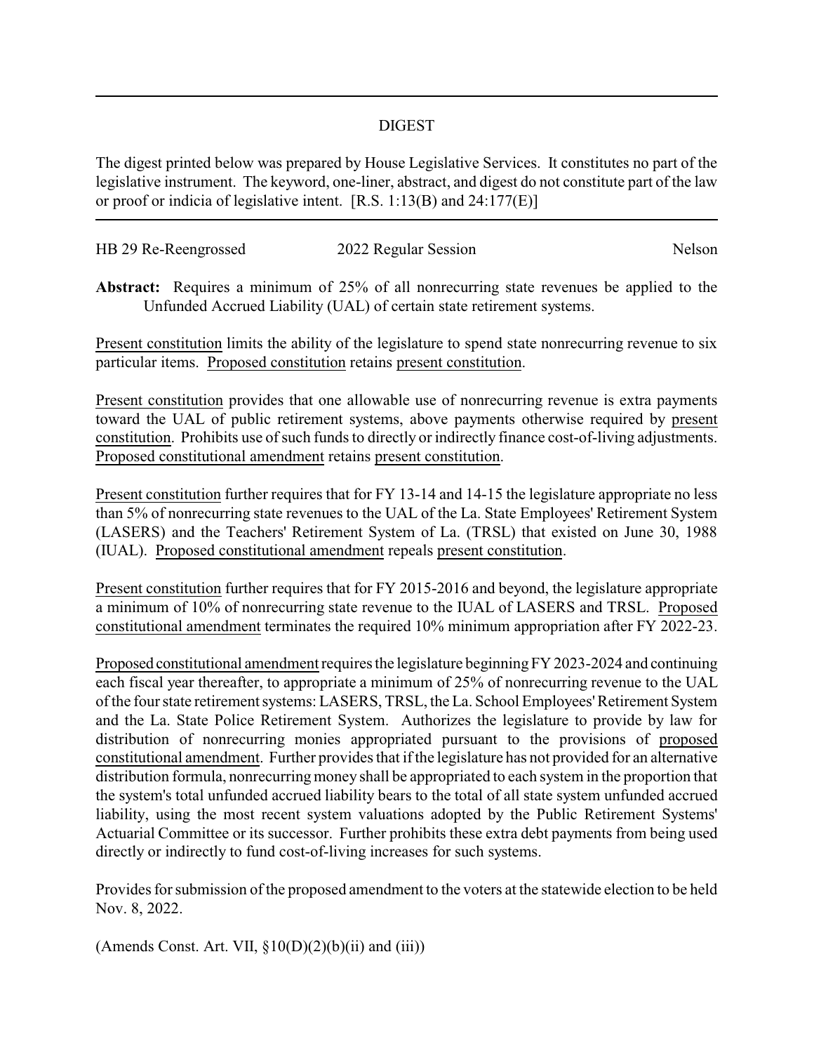# DIGEST

The digest printed below was prepared by House Legislative Services. It constitutes no part of the legislative instrument. The keyword, one-liner, abstract, and digest do not constitute part of the law or proof or indicia of legislative intent. [R.S. 1:13(B) and 24:177(E)]

HB 29 Re-Reengrossed 2022 Regular Session Nelson

**Abstract:** Requires a minimum of 25% of all nonrecurring state revenues be applied to the Unfunded Accrued Liability (UAL) of certain state retirement systems.

Present constitution limits the ability of the legislature to spend state nonrecurring revenue to six particular items. Proposed constitution retains present constitution.

Present constitution provides that one allowable use of nonrecurring revenue is extra payments toward the UAL of public retirement systems, above payments otherwise required by present constitution. Prohibits use of such funds to directly or indirectly finance cost-of-living adjustments. Proposed constitutional amendment retains present constitution.

Present constitution further requires that for FY 13-14 and 14-15 the legislature appropriate no less than 5% of nonrecurring state revenues to the UAL of the La. State Employees' Retirement System (LASERS) and the Teachers' Retirement System of La. (TRSL) that existed on June 30, 1988 (IUAL). Proposed constitutional amendment repeals present constitution.

Present constitution further requires that for FY 2015-2016 and beyond, the legislature appropriate a minimum of 10% of nonrecurring state revenue to the IUAL of LASERS and TRSL. Proposed constitutional amendment terminates the required 10% minimum appropriation after FY 2022-23.

Proposed constitutional amendment requires the legislature beginning FY 2023-2024 and continuing each fiscal year thereafter, to appropriate a minimum of 25% of nonrecurring revenue to the UAL of the four state retirement systems: LASERS, TRSL, the La. School Employees' Retirement System and the La. State Police Retirement System. Authorizes the legislature to provide by law for distribution of nonrecurring monies appropriated pursuant to the provisions of proposed constitutional amendment. Further provides that if the legislature has not provided for an alternative distribution formula, nonrecurring money shall be appropriated to each system in the proportion that the system's total unfunded accrued liability bears to the total of all state system unfunded accrued liability, using the most recent system valuations adopted by the Public Retirement Systems' Actuarial Committee or its successor. Further prohibits these extra debt payments from being used directly or indirectly to fund cost-of-living increases for such systems.

Provides for submission of the proposed amendment to the voters at the statewide election to be held Nov. 8, 2022.

(Amends Const. Art. VII, §10(D)(2)(b)(ii) and (iii))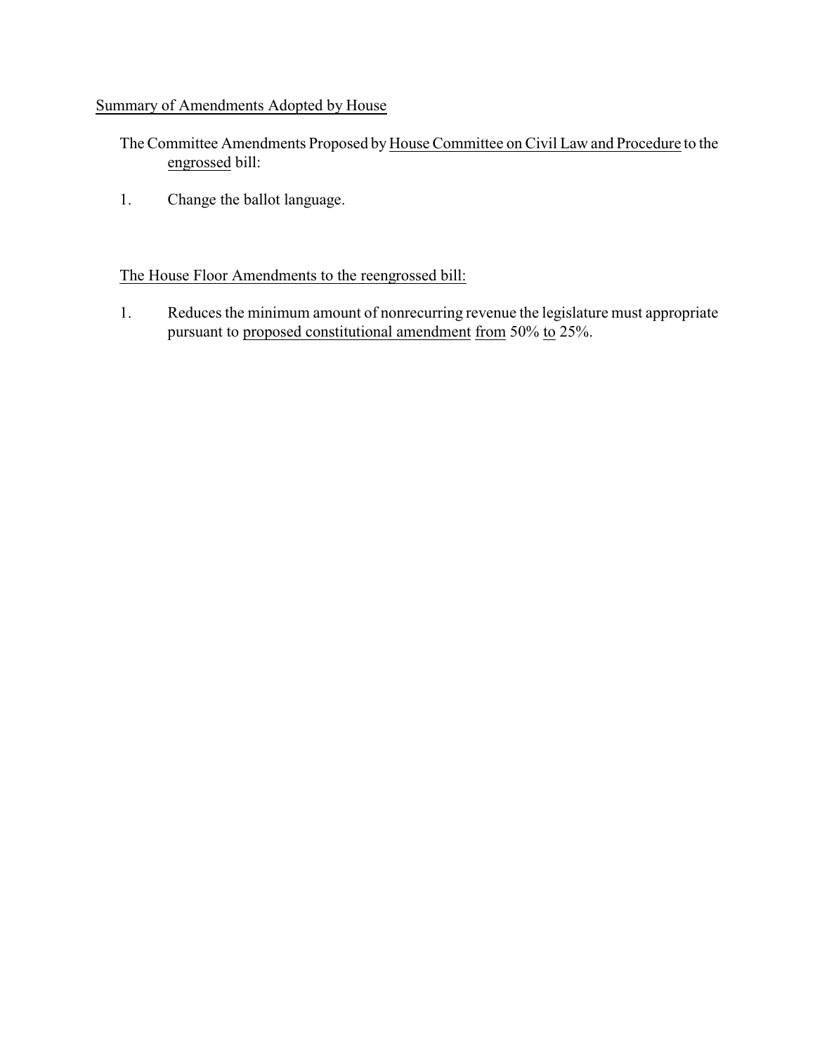Summary of Amendments Adopted by House

The Committee Amendments Proposed by House Committee on Civil Law and Procedure to the engrossed bill:

1. Change the ballot language.

The House Floor Amendments to the reengrossed bill:

1. Reduces the minimum amount of nonrecurring revenue the legislature must appropriate pursuant to proposed constitutional amendment from 50% to 25%.